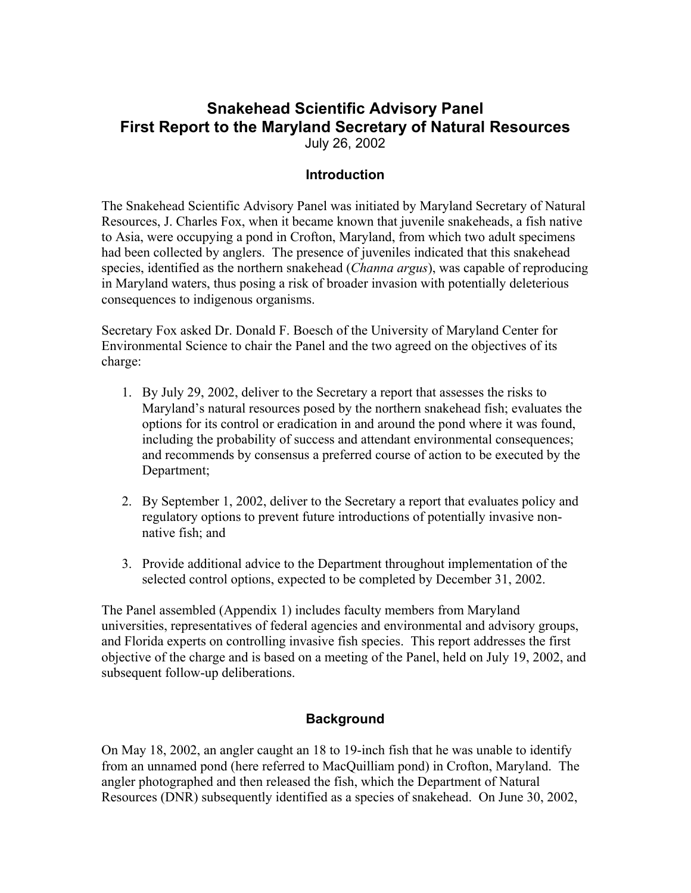# Snakehead Scientific Advisory Panel
# First Report to the Maryland Secretary of Natural Resources

July 26, 2002

## Introduction

The Snakehead Scientific Advisory Panel was initiated by Maryland Secretary of Natural Resources, J. Charles Fox, when it became known that juvenile snakeheads, a fish native to Asia, were occupying a pond in Crofton, Maryland, from which two adult specimens had been collected by anglers. The presence of juveniles indicated that this snakehead species, identified as the northern snakehead (*Channa argus*), was capable of reproducing in Maryland waters, thus posing a risk of broader invasion with potentially deleterious consequences to indigenous organisms.

Secretary Fox asked Dr. Donald F. Boesch of the University of Maryland Center for Environmental Science to chair the Panel and the two agreed on the objectives of its charge:

1. By July 29, 2002, deliver to the Secretary a report that assesses the risks to Maryland's natural resources posed by the northern snakehead fish; evaluates the options for its control or eradication in and around the pond where it was found, including the probability of success and attendant environmental consequences; and recommends by consensus a preferred course of action to be executed by the Department;

2. By September 1, 2002, deliver to the Secretary a report that evaluates policy and regulatory options to prevent future introductions of potentially invasive non-native fish; and

3. Provide additional advice to the Department throughout implementation of the selected control options, expected to be completed by December 31, 2002.

The Panel assembled (Appendix 1) includes faculty members from Maryland universities, representatives of federal agencies and environmental and advisory groups, and Florida experts on controlling invasive fish species. This report addresses the first objective of the charge and is based on a meeting of the Panel, held on July 19, 2002, and subsequent follow-up deliberations.

## Background

On May 18, 2002, an angler caught an 18 to 19-inch fish that he was unable to identify from an unnamed pond (here referred to MacQuilliam pond) in Crofton, Maryland. The angler photographed and then released the fish, which the Department of Natural Resources (DNR) subsequently identified as a species of snakehead. On June 30, 2002,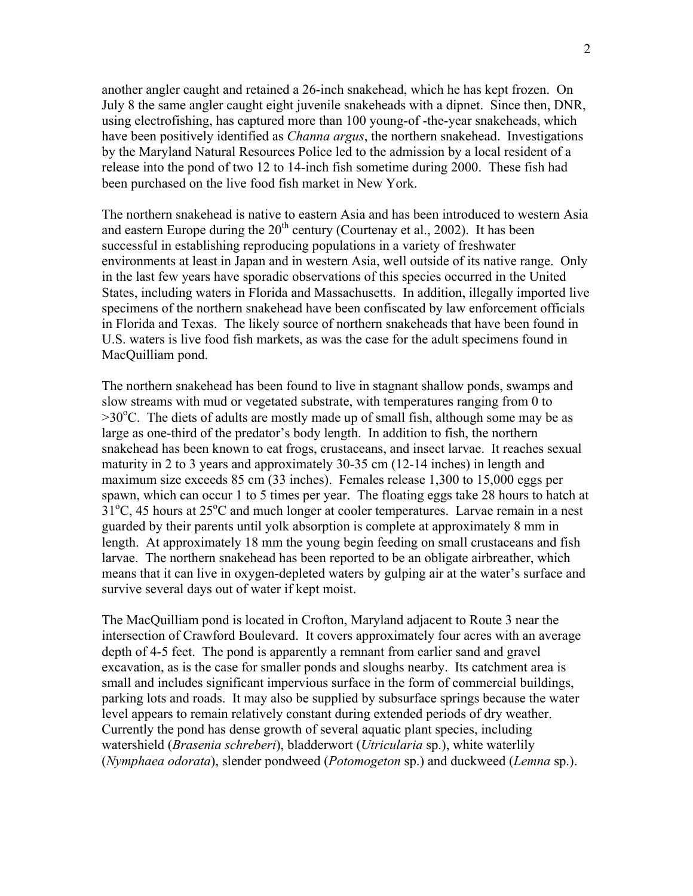another angler caught and retained a 26-inch snakehead, which he has kept frozen. On July 8 the same angler caught eight juvenile snakeheads with a dipnet. Since then, DNR, using electrofishing, has captured more than 100 young-of -the-year snakeheads, which have been positively identified as *Channa argus*, the northern snakehead. Investigations by the Maryland Natural Resources Police led to the admission by a local resident of a release into the pond of two 12 to 14-inch fish sometime during 2000. These fish had been purchased on the live food fish market in New York.

The northern snakehead is native to eastern Asia and has been introduced to western Asia and eastern Europe during the 20th century (Courtenay et al., 2002). It has been successful in establishing reproducing populations in a variety of freshwater environments at least in Japan and in western Asia, well outside of its native range. Only in the last few years have sporadic observations of this species occurred in the United States, including waters in Florida and Massachusetts. In addition, illegally imported live specimens of the northern snakehead have been confiscated by law enforcement officials in Florida and Texas. The likely source of northern snakeheads that have been found in U.S. waters is live food fish markets, as was the case for the adult specimens found in MacQuilliam pond.

The northern snakehead has been found to live in stagnant shallow ponds, swamps and slow streams with mud or vegetated substrate, with temperatures ranging from 0 to $>30^{o}C$. The diets of adults are mostly made up of small fish, although some may be as large as one-third of the predator's body length. In addition to fish, the northern snakehead has been known to eat frogs, crustaceans, and insect larvae. It reaches sexual maturity in 2 to 3 years and approximately 30-35 cm (12-14 inches) in length and maximum size exceeds 85 cm (33 inches). Females release 1,300 to 15,000 eggs per spawn, which can occur 1 to 5 times per year. The floating eggs take 28 hours to hatch at $31^{o}C$, 45 hours at $25^{o}C$ and much longer at cooler temperatures. Larvae remain in a nest guarded by their parents until yolk absorption is complete at approximately 8 mm in length. At approximately 18 mm the young begin feeding on small crustaceans and fish larvae. The northern snakehead has been reported to be an obligate airbreather, which means that it can live in oxygen-depleted waters by gulping air at the water's surface and survive several days out of water if kept moist.

The MacQuilliam pond is located in Crofton, Maryland adjacent to Route 3 near the intersection of Crawford Boulevard. It covers approximately four acres with an average depth of 4-5 feet. The pond is apparently a remnant from earlier sand and gravel excavation, as is the case for smaller ponds and sloughs nearby. Its catchment area is small and includes significant impervious surface in the form of commercial buildings, parking lots and roads. It may also be supplied by subsurface springs because the water level appears to remain relatively constant during extended periods of dry weather. Currently the pond has dense growth of several aquatic plant species, including watershield (*Brasenia schreberi*), bladderwort (*Utricularia* sp.), white waterlily (*Nymphaea odorata*), slender pondweed (*Potomogeton* sp.) and duckweed (*Lemna* sp.).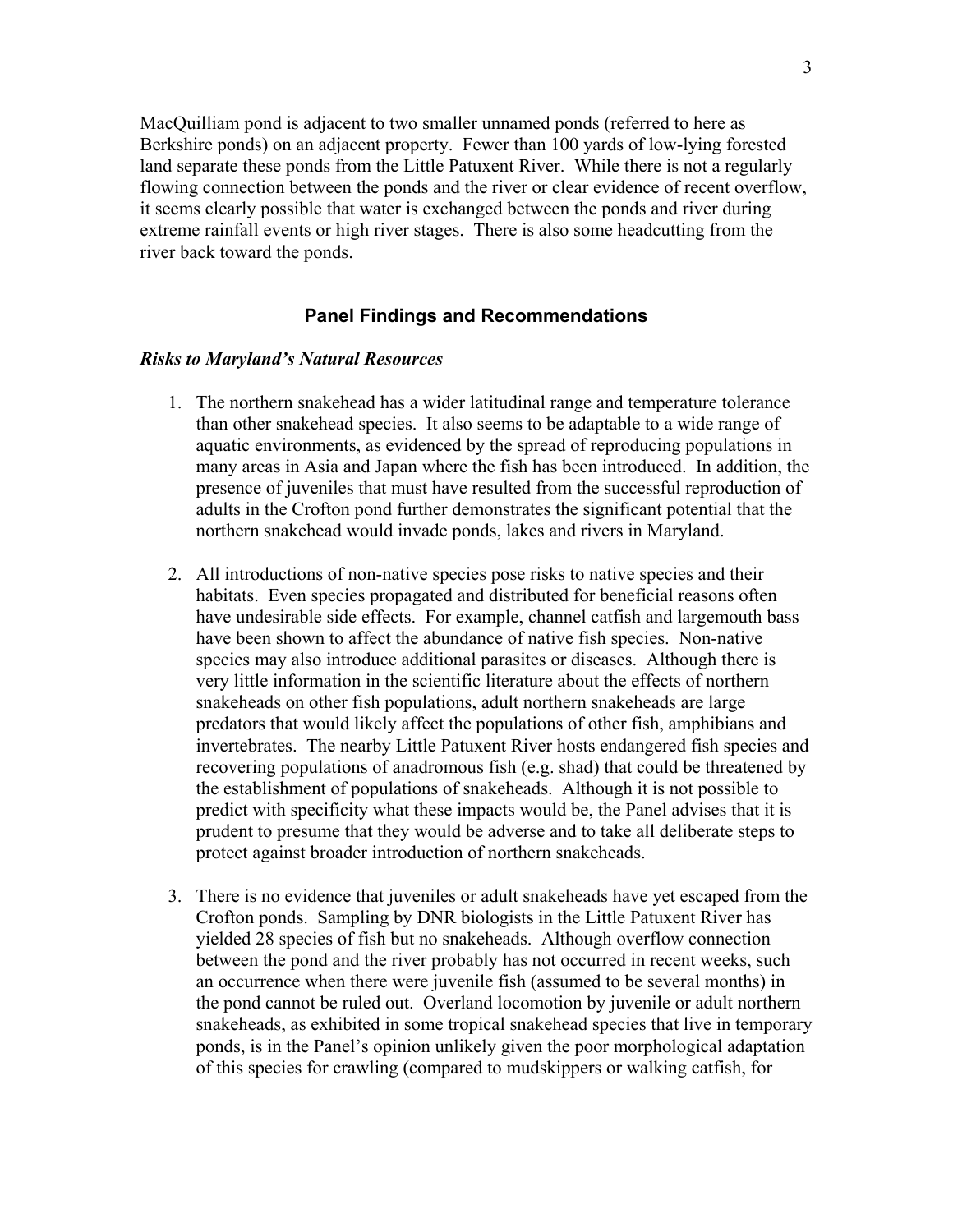MacQuilliam pond is adjacent to two smaller unnamed ponds (referred to here as Berkshire ponds) on an adjacent property. Fewer than 100 yards of low-lying forested land separate these ponds from the Little Patuxent River. While there is not a regularly flowing connection between the ponds and the river or clear evidence of recent overflow, it seems clearly possible that water is exchanged between the ponds and river during extreme rainfall events or high river stages. There is also some headcutting from the river back toward the ponds.

## Panel Findings and Recommendations

### *Risks to Maryland's Natural Resources*

1. The northern snakehead has a wider latitudinal range and temperature tolerance than other snakehead species. It also seems to be adaptable to a wide range of aquatic environments, as evidenced by the spread of reproducing populations in many areas in Asia and Japan where the fish has been introduced. In addition, the presence of juveniles that must have resulted from the successful reproduction of adults in the Crofton pond further demonstrates the significant potential that the northern snakehead would invade ponds, lakes and rivers in Maryland.

2. All introductions of non-native species pose risks to native species and their habitats. Even species propagated and distributed for beneficial reasons often have undesirable side effects. For example, channel catfish and largemouth bass have been shown to affect the abundance of native fish species. Non-native species may also introduce additional parasites or diseases. Although there is very little information in the scientific literature about the effects of northern snakeheads on other fish populations, adult northern snakeheads are large predators that would likely affect the populations of other fish, amphibians and invertebrates. The nearby Little Patuxent River hosts endangered fish species and recovering populations of anadromous fish (e.g. shad) that could be threatened by the establishment of populations of snakeheads. Although it is not possible to predict with specificity what these impacts would be, the Panel advises that it is prudent to presume that they would be adverse and to take all deliberate steps to protect against broader introduction of northern snakeheads.

3. There is no evidence that juveniles or adult snakeheads have yet escaped from the Crofton ponds. Sampling by DNR biologists in the Little Patuxent River has yielded 28 species of fish but no snakeheads. Although overflow connection between the pond and the river probably has not occurred in recent weeks, such an occurrence when there were juvenile fish (assumed to be several months) in the pond cannot be ruled out. Overland locomotion by juvenile or adult northern snakeheads, as exhibited in some tropical snakehead species that live in temporary ponds, is in the Panel's opinion unlikely given the poor morphological adaptation of this species for crawling (compared to mudskippers or walking catfish, for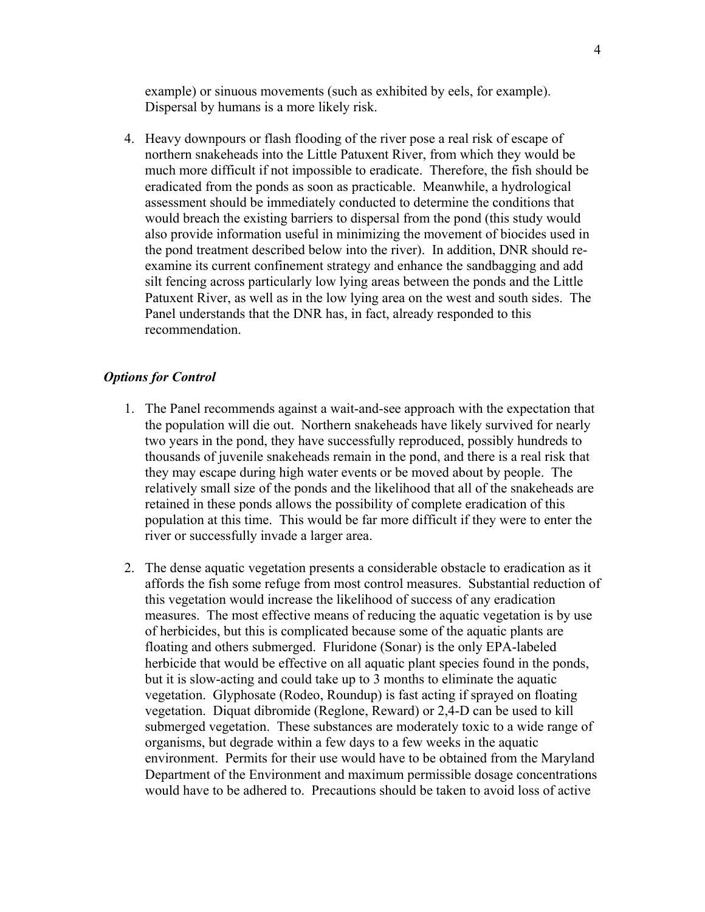example) or sinuous movements (such as exhibited by eels, for example). Dispersal by humans is a more likely risk.

4. Heavy downpours or flash flooding of the river pose a real risk of escape of northern snakeheads into the Little Patuxent River, from which they would be much more difficult if not impossible to eradicate. Therefore, the fish should be eradicated from the ponds as soon as practicable. Meanwhile, a hydrological assessment should be immediately conducted to determine the conditions that would breach the existing barriers to dispersal from the pond (this study would also provide information useful in minimizing the movement of biocides used in the pond treatment described below into the river). In addition, DNR should re-examine its current confinement strategy and enhance the sandbagging and add silt fencing across particularly low lying areas between the ponds and the Little Patuxent River, as well as in the low lying area on the west and south sides. The Panel understands that the DNR has, in fact, already responded to this recommendation.

***Options for Control***

1. The Panel recommends against a wait-and-see approach with the expectation that the population will die out. Northern snakeheads have likely survived for nearly two years in the pond, they have successfully reproduced, possibly hundreds to thousands of juvenile snakeheads remain in the pond, and there is a real risk that they may escape during high water events or be moved about by people. The relatively small size of the ponds and the likelihood that all of the snakeheads are retained in these ponds allows the possibility of complete eradication of this population at this time. This would be far more difficult if they were to enter the river or successfully invade a larger area.

2. The dense aquatic vegetation presents a considerable obstacle to eradication as it affords the fish some refuge from most control measures. Substantial reduction of this vegetation would increase the likelihood of success of any eradication measures. The most effective means of reducing the aquatic vegetation is by use of herbicides, but this is complicated because some of the aquatic plants are floating and others submerged. Fluridone (Sonar) is the only EPA-labeled herbicide that would be effective on all aquatic plant species found in the ponds, but it is slow-acting and could take up to 3 months to eliminate the aquatic vegetation. Glyphosate (Rodeo, Roundup) is fast acting if sprayed on floating vegetation. Diquat dibromide (Reglone, Reward) or 2,4-D can be used to kill submerged vegetation. These substances are moderately toxic to a wide range of organisms, but degrade within a few days to a few weeks in the aquatic environment. Permits for their use would have to be obtained from the Maryland Department of the Environment and maximum permissible dosage concentrations would have to be adhered to. Precautions should be taken to avoid loss of active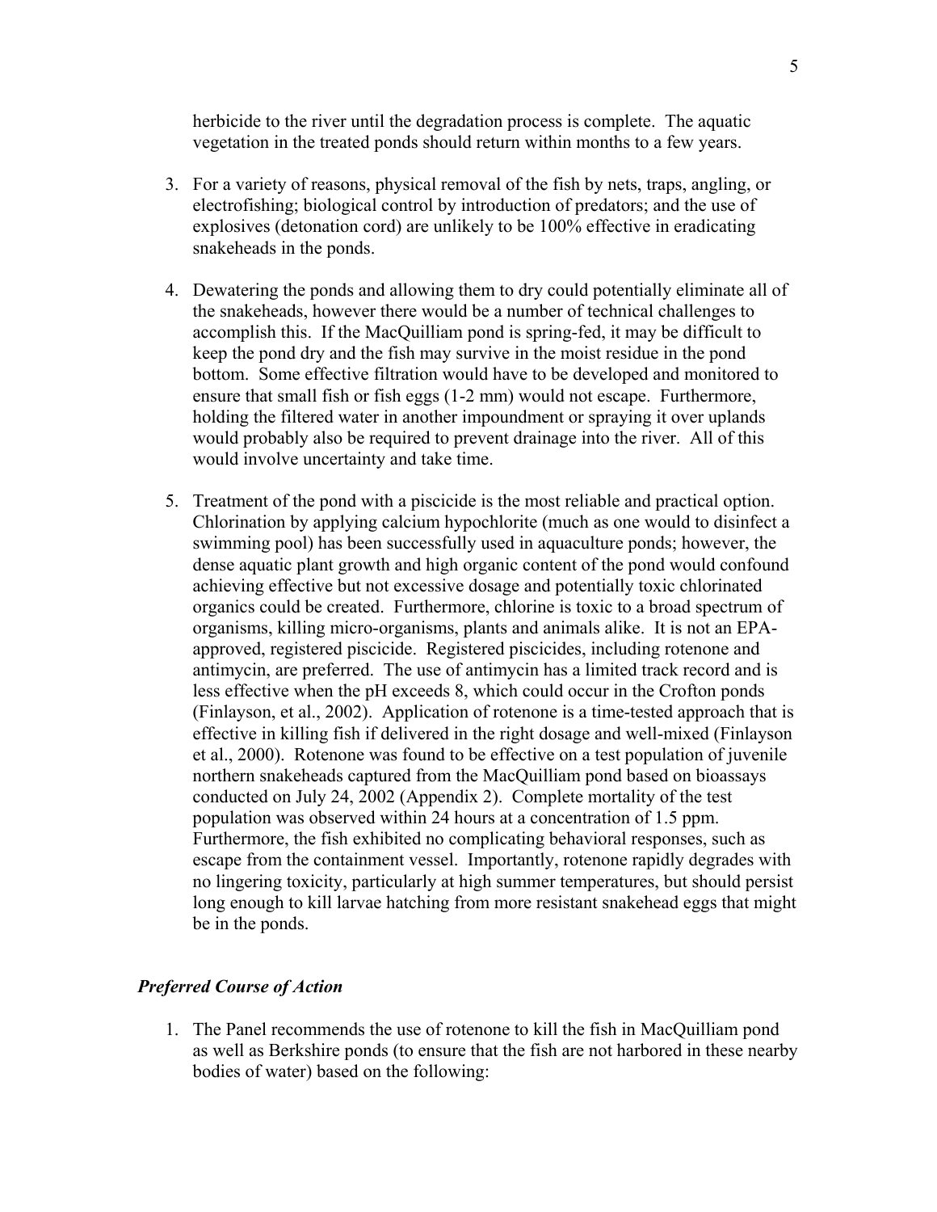herbicide to the river until the degradation process is complete. The aquatic vegetation in the treated ponds should return within months to a few years.

3. For a variety of reasons, physical removal of the fish by nets, traps, angling, or electrofishing; biological control by introduction of predators; and the use of explosives (detonation cord) are unlikely to be 100% effective in eradicating snakeheads in the ponds.

4. Dewatering the ponds and allowing them to dry could potentially eliminate all of the snakeheads, however there would be a number of technical challenges to accomplish this. If the MacQuilliam pond is spring-fed, it may be difficult to keep the pond dry and the fish may survive in the moist residue in the pond bottom. Some effective filtration would have to be developed and monitored to ensure that small fish or fish eggs (1-2 mm) would not escape. Furthermore, holding the filtered water in another impoundment or spraying it over uplands would probably also be required to prevent drainage into the river. All of this would involve uncertainty and take time.

5. Treatment of the pond with a piscicide is the most reliable and practical option. Chlorination by applying calcium hypochlorite (much as one would to disinfect a swimming pool) has been successfully used in aquaculture ponds; however, the dense aquatic plant growth and high organic content of the pond would confound achieving effective but not excessive dosage and potentially toxic chlorinated organics could be created. Furthermore, chlorine is toxic to a broad spectrum of organisms, killing micro-organisms, plants and animals alike. It is not an EPA-approved, registered piscicide. Registered piscicides, including rotenone and antimycin, are preferred. The use of antimycin has a limited track record and is less effective when the pH exceeds 8, which could occur in the Crofton ponds (Finlayson, et al., 2002). Application of rotenone is a time-tested approach that is effective in killing fish if delivered in the right dosage and well-mixed (Finlayson et al., 2000). Rotenone was found to be effective on a test population of juvenile northern snakeheads captured from the MacQuilliam pond based on bioassays conducted on July 24, 2002 (Appendix 2). Complete mortality of the test population was observed within 24 hours at a concentration of 1.5 ppm. Furthermore, the fish exhibited no complicating behavioral responses, such as escape from the containment vessel. Importantly, rotenone rapidly degrades with no lingering toxicity, particularly at high summer temperatures, but should persist long enough to kill larvae hatching from more resistant snakehead eggs that might be in the ponds.

### *Preferred Course of Action*

1. The Panel recommends the use of rotenone to kill the fish in MacQuilliam pond as well as Berkshire ponds (to ensure that the fish are not harbored in these nearby bodies of water) based on the following: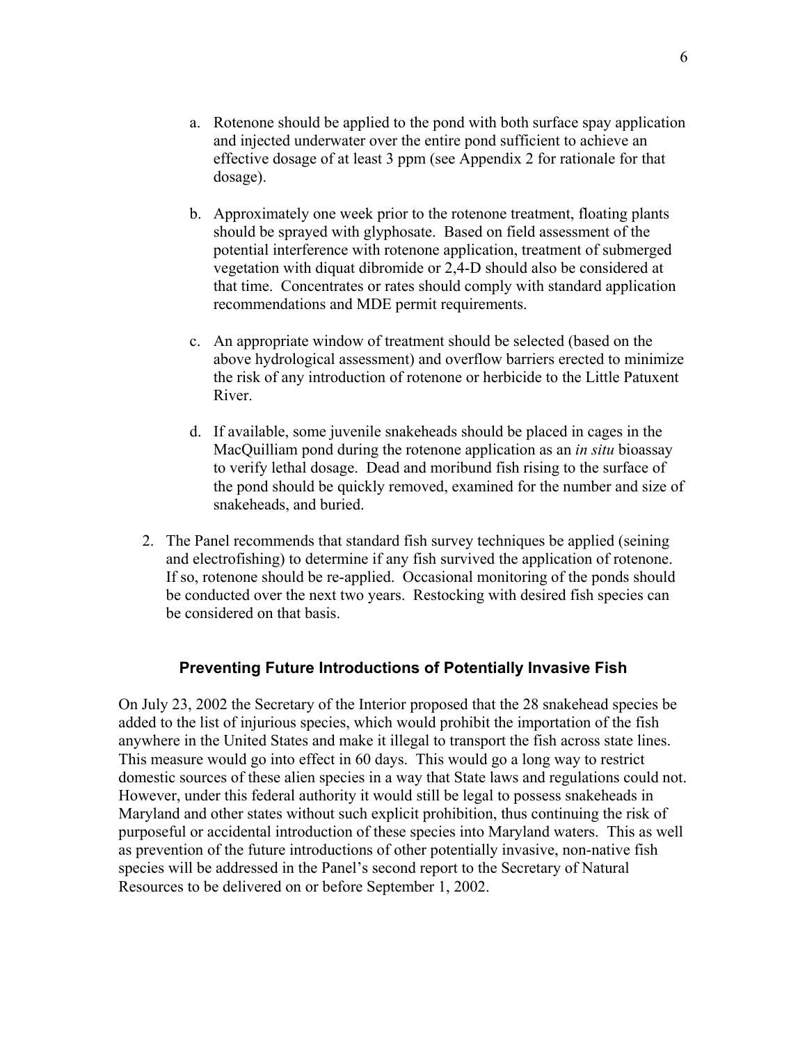a. Rotenone should be applied to the pond with both surface spay application and injected underwater over the entire pond sufficient to achieve an effective dosage of at least 3 ppm (see Appendix 2 for rationale for that dosage).

   b. Approximately one week prior to the rotenone treatment, floating plants should be sprayed with glyphosate. Based on field assessment of the potential interference with rotenone application, treatment of submerged vegetation with diquat dibromide or 2,4-D should also be considered at that time. Concentrates or rates should comply with standard application recommendations and MDE permit requirements.

   c. An appropriate window of treatment should be selected (based on the above hydrological assessment) and overflow barriers erected to minimize the risk of any introduction of rotenone or herbicide to the Little Patuxent River.

   d. If available, some juvenile snakeheads should be placed in cages in the MacQuilliam pond during the rotenone application as an *in situ* bioassay to verify lethal dosage. Dead and moribund fish rising to the surface of the pond should be quickly removed, examined for the number and size of snakeheads, and buried.

2. The Panel recommends that standard fish survey techniques be applied (seining and electrofishing) to determine if any fish survived the application of rotenone. If so, rotenone should be re-applied. Occasional monitoring of the ponds should be conducted over the next two years. Restocking with desired fish species can be considered on that basis.

## Preventing Future Introductions of Potentially Invasive Fish

On July 23, 2002 the Secretary of the Interior proposed that the 28 snakehead species be added to the list of injurious species, which would prohibit the importation of the fish anywhere in the United States and make it illegal to transport the fish across state lines. This measure would go into effect in 60 days. This would go a long way to restrict domestic sources of these alien species in a way that State laws and regulations could not. However, under this federal authority it would still be legal to possess snakeheads in Maryland and other states without such explicit prohibition, thus continuing the risk of purposeful or accidental introduction of these species into Maryland waters. This as well as prevention of the future introductions of other potentially invasive, non-native fish species will be addressed in the Panel's second report to the Secretary of Natural Resources to be delivered on or before September 1, 2002.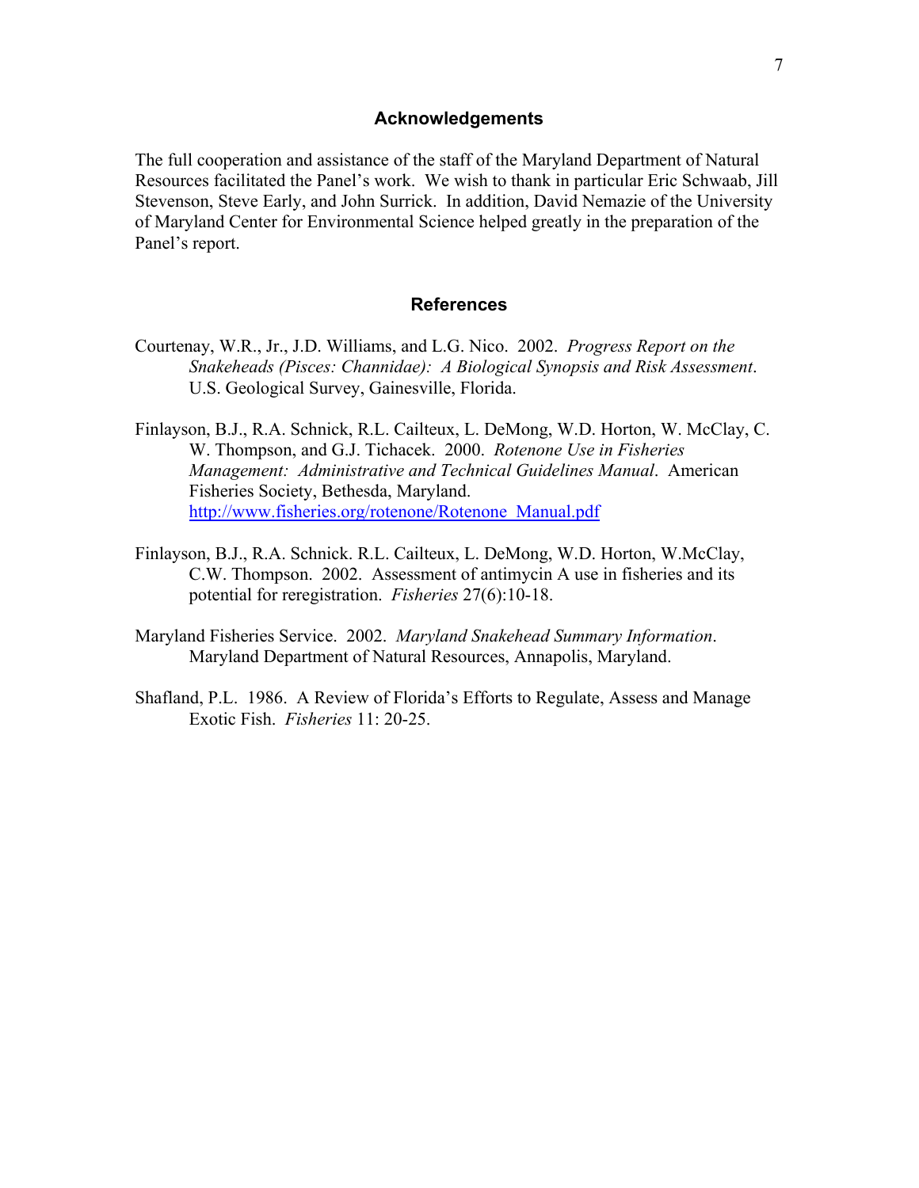## Acknowledgements

The full cooperation and assistance of the staff of the Maryland Department of Natural Resources facilitated the Panel's work. We wish to thank in particular Eric Schwaab, Jill Stevenson, Steve Early, and John Surrick. In addition, David Nemazie of the University of Maryland Center for Environmental Science helped greatly in the preparation of the Panel's report.

## References

Courtenay, W.R., Jr., J.D. Williams, and L.G. Nico. 2002. *Progress Report on the Snakeheads (Pisces: Channidae): A Biological Synopsis and Risk Assessment*. U.S. Geological Survey, Gainesville, Florida.

Finlayson, B.J., R.A. Schnick, R.L. Cailteux, L. DeMong, W.D. Horton, W. McClay, C. W. Thompson, and G.J. Tichacek. 2000. *Rotenone Use in Fisheries Management: Administrative and Technical Guidelines Manual*. American Fisheries Society, Bethesda, Maryland. http://www.fisheries.org/rotenone/Rotenone_Manual.pdf

Finlayson, B.J., R.A. Schnick. R.L. Cailteux, L. DeMong, W.D. Horton, W.McClay, C.W. Thompson. 2002. Assessment of antimycin A use in fisheries and its potential for reregistration. *Fisheries* 27(6):10-18.

Maryland Fisheries Service. 2002. *Maryland Snakehead Summary Information*. Maryland Department of Natural Resources, Annapolis, Maryland.

Shafland, P.L. 1986. A Review of Florida's Efforts to Regulate, Assess and Manage Exotic Fish. *Fisheries* 11: 20-25.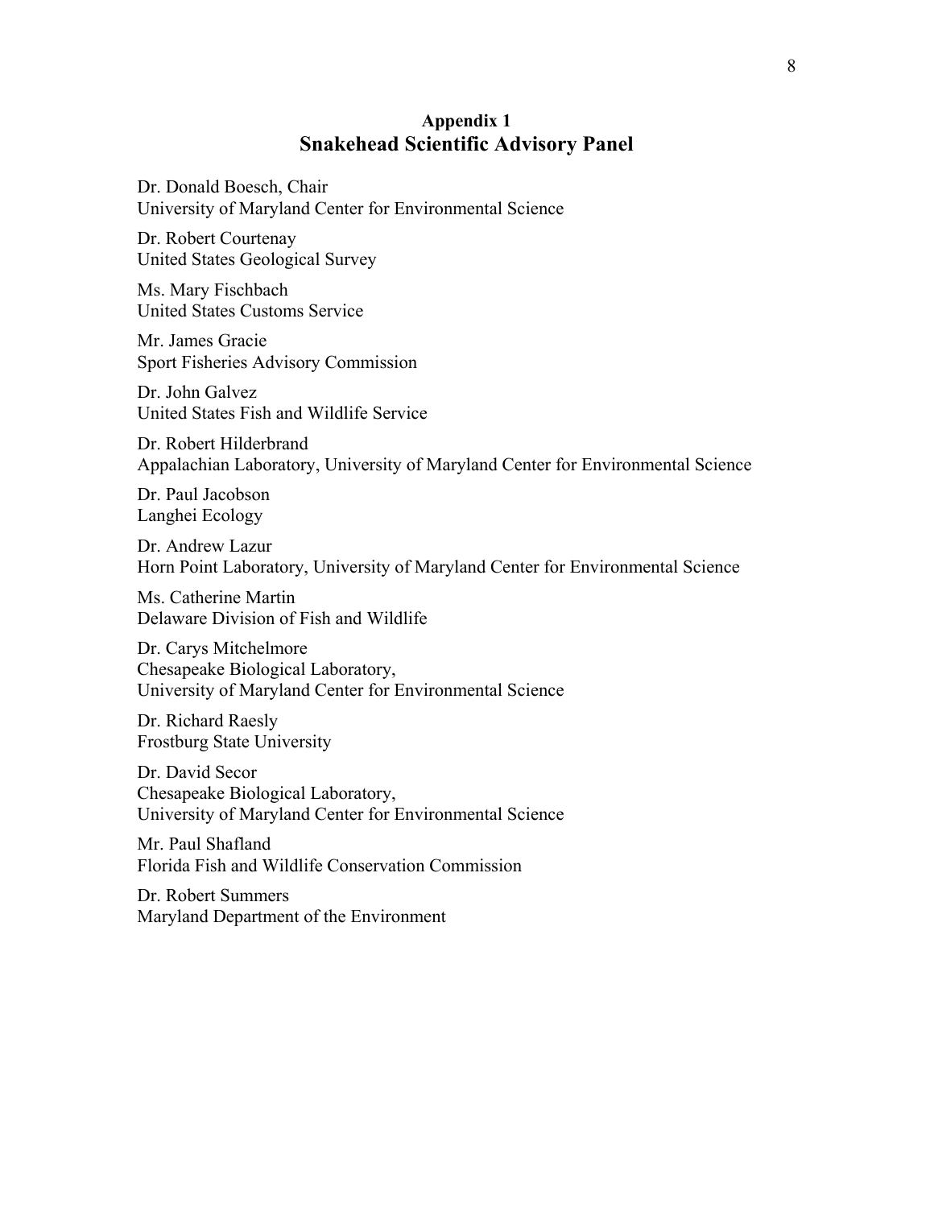## Appendix 1
# Snakehead Scientific Advisory Panel

Dr. Donald Boesch, Chair
University of Maryland Center for Environmental Science

Dr. Robert Courtenay
United States Geological Survey

Ms. Mary Fischbach
United States Customs Service

Mr. James Gracie
Sport Fisheries Advisory Commission

Dr. John Galvez
United States Fish and Wildlife Service

Dr. Robert Hilderbrand
Appalachian Laboratory, University of Maryland Center for Environmental Science

Dr. Paul Jacobson
Langhei Ecology

Dr. Andrew Lazur
Horn Point Laboratory, University of Maryland Center for Environmental Science

Ms. Catherine Martin
Delaware Division of Fish and Wildlife

Dr. Carys Mitchelmore
Chesapeake Biological Laboratory,
University of Maryland Center for Environmental Science

Dr. Richard Raesly
Frostburg State University

Dr. David Secor
Chesapeake Biological Laboratory,
University of Maryland Center for Environmental Science

Mr. Paul Shafland
Florida Fish and Wildlife Conservation Commission

Dr. Robert Summers
Maryland Department of the Environment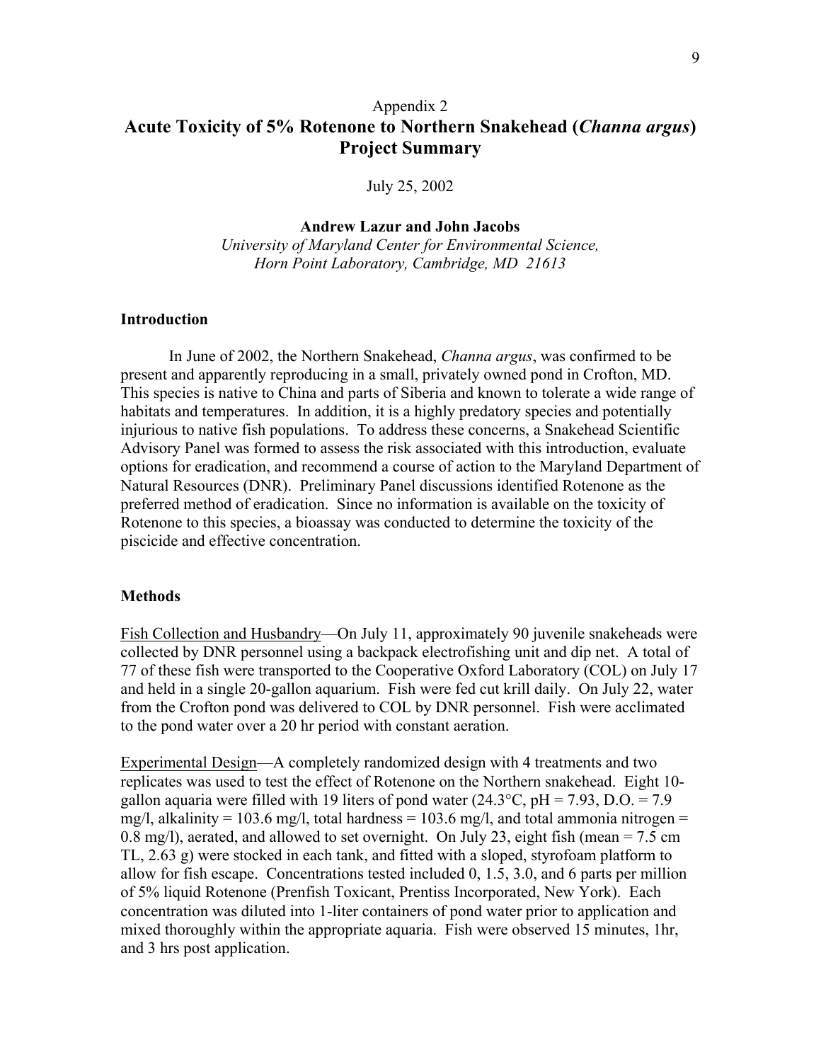Appendix 2

# Acute Toxicity of 5% Rotenone to Northern Snakehead (*Channa argus*) Project Summary

July 25, 2002

**Andrew Lazur and John Jacobs**

*University of Maryland Center for Environmental Science, Horn Point Laboratory, Cambridge, MD 21613*

## Introduction

In June of 2002, the Northern Snakehead, *Channa argus*, was confirmed to be present and apparently reproducing in a small, privately owned pond in Crofton, MD. This species is native to China and parts of Siberia and known to tolerate a wide range of habitats and temperatures. In addition, it is a highly predatory species and potentially injurious to native fish populations. To address these concerns, a Snakehead Scientific Advisory Panel was formed to assess the risk associated with this introduction, evaluate options for eradication, and recommend a course of action to the Maryland Department of Natural Resources (DNR). Preliminary Panel discussions identified Rotenone as the preferred method of eradication. Since no information is available on the toxicity of Rotenone to this species, a bioassay was conducted to determine the toxicity of the piscicide and effective concentration.

## Methods

Fish Collection and Husbandry—On July 11, approximately 90 juvenile snakeheads were collected by DNR personnel using a backpack electrofishing unit and dip net. A total of 77 of these fish were transported to the Cooperative Oxford Laboratory (COL) on July 17 and held in a single 20-gallon aquarium. Fish were fed cut krill daily. On July 22, water from the Crofton pond was delivered to COL by DNR personnel. Fish were acclimated to the pond water over a 20 hr period with constant aeration.

Experimental Design—A completely randomized design with 4 treatments and two replicates was used to test the effect of Rotenone on the Northern snakehead. Eight 10-gallon aquaria were filled with 19 liters of pond water (24.3°C, pH = 7.93, D.O. = 7.9 mg/l, alkalinity = 103.6 mg/l, total hardness = 103.6 mg/l, and total ammonia nitrogen = 0.8 mg/l), aerated, and allowed to set overnight. On July 23, eight fish (mean = 7.5 cm TL, 2.63 g) were stocked in each tank, and fitted with a sloped, styrofoam platform to allow for fish escape. Concentrations tested included 0, 1.5, 3.0, and 6 parts per million of 5% liquid Rotenone (Prenfish Toxicant, Prentiss Incorporated, New York). Each concentration was diluted into 1-liter containers of pond water prior to application and mixed thoroughly within the appropriate aquaria. Fish were observed 15 minutes, 1hr, and 3 hrs post application.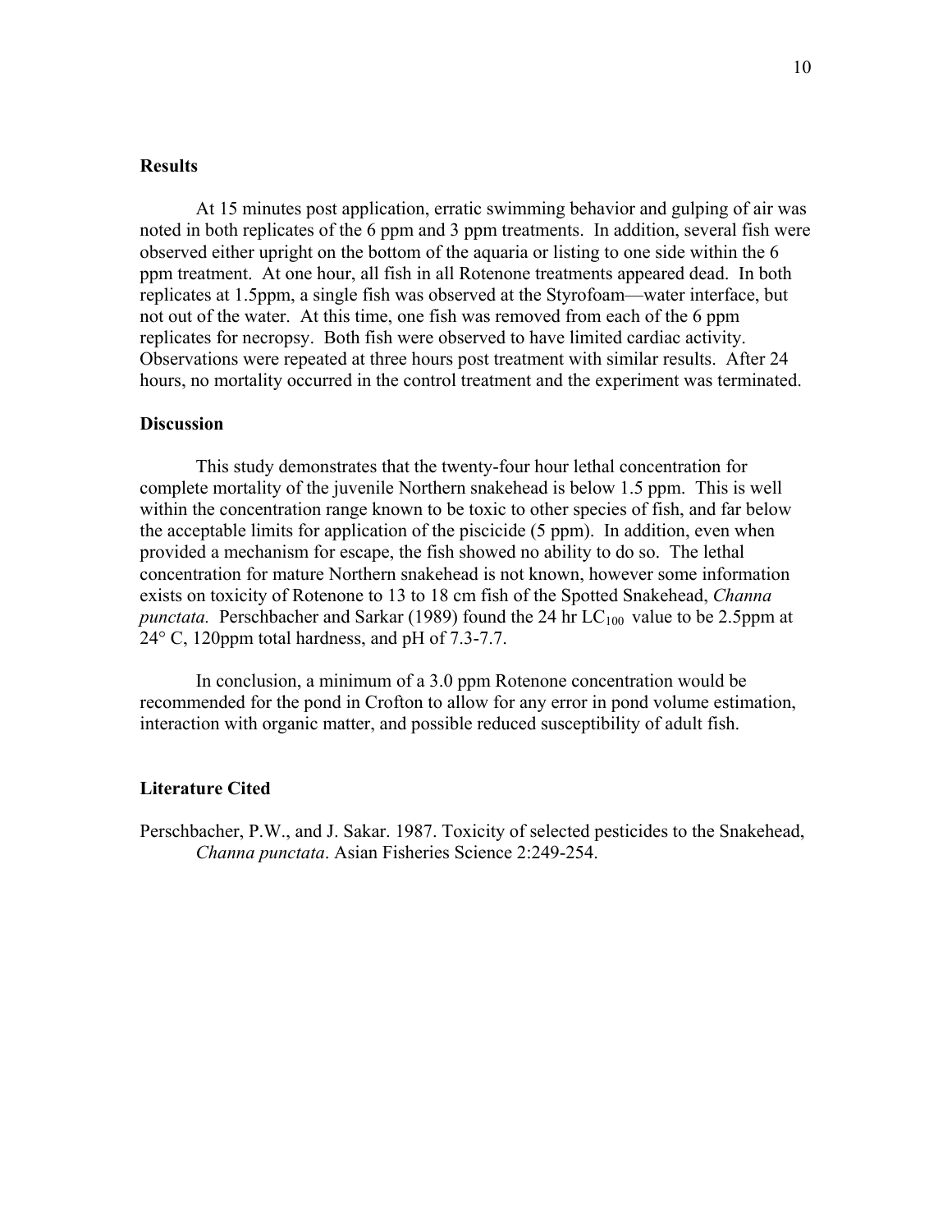## Results

At 15 minutes post application, erratic swimming behavior and gulping of air was noted in both replicates of the 6 ppm and 3 ppm treatments. In addition, several fish were observed either upright on the bottom of the aquaria or listing to one side within the 6 ppm treatment. At one hour, all fish in all Rotenone treatments appeared dead. In both replicates at 1.5ppm, a single fish was observed at the Styrofoam—water interface, but not out of the water. At this time, one fish was removed from each of the 6 ppm replicates for necropsy. Both fish were observed to have limited cardiac activity. Observations were repeated at three hours post treatment with similar results. After 24 hours, no mortality occurred in the control treatment and the experiment was terminated.

## Discussion

This study demonstrates that the twenty-four hour lethal concentration for complete mortality of the juvenile Northern snakehead is below 1.5 ppm. This is well within the concentration range known to be toxic to other species of fish, and far below the acceptable limits for application of the piscicide (5 ppm). In addition, even when provided a mechanism for escape, the fish showed no ability to do so. The lethal concentration for mature Northern snakehead is not known, however some information exists on toxicity of Rotenone to 13 to 18 cm fish of the Spotted Snakehead, *Channa punctata.* Perschbacher and Sarkar (1989) found the 24 hr $LC_{100}$ value to be 2.5ppm at 24° C, 120ppm total hardness, and pH of 7.3-7.7.

In conclusion, a minimum of a 3.0 ppm Rotenone concentration would be recommended for the pond in Crofton to allow for any error in pond volume estimation, interaction with organic matter, and possible reduced susceptibility of adult fish.

## Literature Cited

Perschbacher, P.W., and J. Sakar. 1987. Toxicity of selected pesticides to the Snakehead, *Channa punctata*. Asian Fisheries Science 2:249-254.